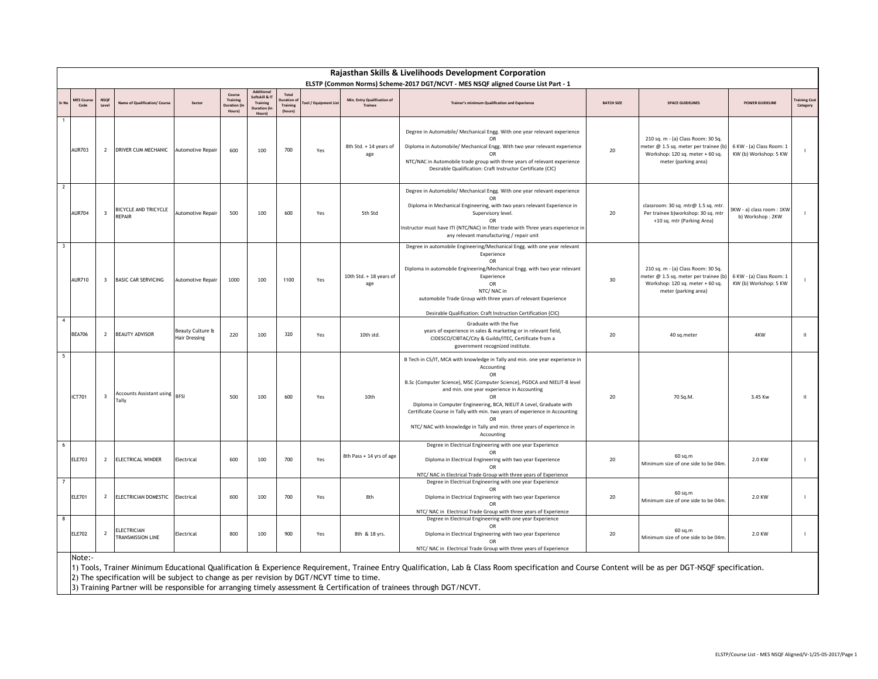# Rajasthan Skills & Livelihoods Development Corporation

## ELSTP (Common Norms) Scheme-2017 DGT/NCVT - MES NSQF aligned Course List Part - 1

| Sr No | MES Course Code | NSQF Level | Name of Qualification/ Course | Sector | Course Training Duration (In Hours) | Additional Softskill & IT Training Duration (In Hours) | Total Duration of Training (hours) | Tool / Equipment List | Min. Entry Qualification of Trainee | Trainer's minimum Qualification and Experience | BATCH SIZE | SPACE GUIDELINES | POWER GUIDELINE | Training Cost Category |
|---|---|---|---|---|---|---|---|---|---|---|---|---|---|---|
| 1 | AUR703 | 2 | DRIVER CUM MECHANIC | Automotive Repair | 600 | 100 | 700 | Yes | 8th Std. + 14 years of age | Degree in Automobile/ Mechanical Engg. With one year relevant experience OR Diploma in Automobile/ Mechanical Engg. With two year relevant experience OR NTC/NAC in Automobile trade group with three years of relevant experience Desirable Qualification: Craft Instructor Certificate (CIC) | 20 | 210 sq. m - (a) Class Room: 30 Sq. meter @ 1.5 sq. meter per trainee (b) Workshop: 120 sq. meter + 60 sq. meter (parking area) | 6 KW - (a) Class Room: 1 KW (b) Workshop: 5 KW | I |
| 2 | AUR704 | 3 | BICYCLE AND TRICYCLE REPAIR | Automotive Repair | 500 | 100 | 600 | Yes | 5th Std | Degree in Automobile/ Mechanical Engg. With one year relevant experience OR Diploma in Mechanical Engineering, with two years relevant Experience in Supervisory level. OR Instructor must have ITI (NTC/NAC) in fitter trade with Three years experience in any relevant manufacturing / repair unit | 20 | classroom: 30 sq. mtr@ 1.5 sq. mtr. Per trainee b)workshop: 30 sq. mtr +10 sq. mtr (Parking Area) | 3KW - a) class room : 1KW b) Workshop : 2KW | I |
| 3 | AUR710 | 3 | BASIC CAR SERVICING | Automotive Repair | 1000 | 100 | 1100 | Yes | 10th Std. + 18 years of age | Degree in automobile Engineering/Mechanical Engg. with one year relevant Experience OR Diploma in automobile Engineering/Mechanical Engg. with two year relevant Experience OR NTC/ NAC in automobile Trade Group with three years of relevant Experience Desirable Qualification: Craft Instruction Certification (CIC) | 30 | 210 sq. m - (a) Class Room: 30 Sq. meter @ 1.5 sq. meter per trainee (b) Workshop: 120 sq. meter + 60 sq. meter (parking area) | 6 KW - (a) Class Room: 1 KW (b) Workshop: 5 KW | I |
| 4 | BEA706 | 2 | BEAUTY ADVISOR | Beauty Culture & Hair Dressing | 220 | 100 | 320 | Yes | 10th std. | Graduate with the five years of experience in sales & marketing or in relevant field, CIDESCO/CIBTAC/City & Guilds/ITEC, Certificate from a government recognized institute. | 20 | 40 sq.meter | 4KW | II |
| 5 | ICT701 | 3 | Accounts Assistant using Tally | BFSI | 500 | 100 | 600 | Yes | 10th | B Tech in CS/IT, MCA with knowledge in Tally and min. one year experience in Accounting OR B.Sc (Computer Science), MSC (Computer Science), PGDCA and NIELIT-B level and min. one year experience in Accounting OR Diploma in Computer Engineering, BCA, NIELIT A Level, Graduate with Certificate Course in Tally with min. two years of experience in Accounting OR NTC/ NAC with knowledge in Tally and min. three years of experience in Accounting | 20 | 70 Sq.M. | 3.45 Kw | II |
| 6 | ELE703 | 2 | ELECTRICAL WINDER | Electrical | 600 | 100 | 700 | Yes | 8th Pass + 14 yrs of age | Degree in Electrical Engineering with one year Experience OR Diploma in Electrical Engineering with two year Experience OR NTC/ NAC in Electrical Trade Group with three years of Experience | 20 | 60 sq.m Minimum size of one side to be 04m. | 2.0 KW | I |
| 7 | ELE701 | 2 | ELECTRICIAN DOMESTIC | Electrical | 600 | 100 | 700 | Yes | 8th | Degree in Electrical Engineering with one year Experience OR Diploma in Electrical Engineering with two year Experience OR NTC/ NAC in Electrical Trade Group with three years of Experience | 20 | 60 sq.m Minimum size of one side to be 04m. | 2.0 KW | I |
| 8 | ELE702 | 2 | ELECTRICIAN TRANSMISSION LINE | Electrical | 800 | 100 | 900 | Yes | 8th & 18 yrs. | Degree in Electrical Engineering with one year Experience OR Diploma in Electrical Engineering with two year Experience OR NTC/ NAC in Electrical Trade Group with three years of Experience | 20 | 60 sq.m Minimum size of one side to be 04m. | 2.0 KW | I |

Note:-

1) Tools, Trainer Minimum Educational Qualification & Experience Requirement, Trainee Entry Qualification, Lab & Class Room specification and Course Content will be as per DGT-NSQF specification.
2) The specification will be subject to change as per revision by DGT/NCVT time to time.
3) Training Partner will be responsible for arranging timely assessment & Certification of trainees through DGT/NCVT.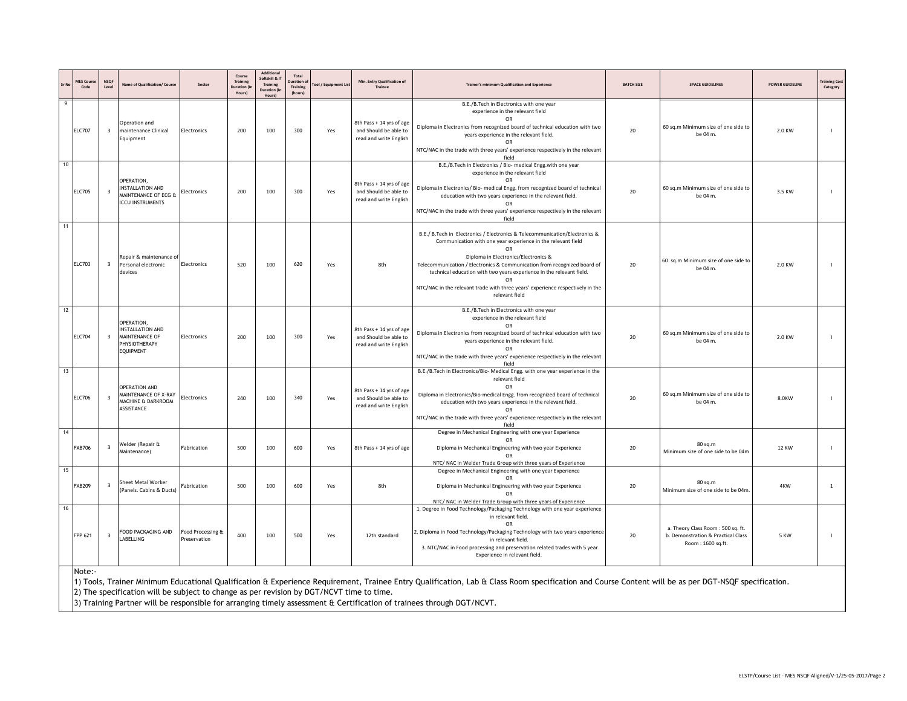| Sr No | MES Course Code | NSQF Level | Name of Qualification/ Course | Sector | Course Training Duration (In Hours) | Additional Softskill & IT Training Duration (In Hours) | Total Duration of Training (hours) | Tool / Equipment List | Min. Entry Qualification of Trainee | Trainer's minimum Qualification and Experience | BATCH SIZE | SPACE GUIDELINES | POWER GUIDELINE | Training Cost Category |
|---|---|---|---|---|---|---|---|---|---|---|---|---|---|---|
| 9 | ELC707 | 3 | Operation and maintenance Clinical Equipment | Electronics | 200 | 100 | 300 | Yes | 8th Pass + 14 yrs of age and Should be able to read and write English | B.E./B.Tech in Electronics with one year experience in the relevant field OR Diploma in Electronics from recognized board of technical education with two years experience in the relevant field. OR NTC/NAC in the trade with three years' experience respectively in the relevant field | 20 | 60 sq.m Minimum size of one side to be 04 m. | 2.0 KW | I |
| 10 | ELC705 | 3 | OPERATION, INSTALLATION AND MAINTENANCE OF ECG & ICCU INSTRUMENTS | Electronics | 200 | 100 | 300 | Yes | 8th Pass + 14 yrs of age and Should be able to read and write English | B.E./B.Tech in Electronics / Bio- medical Engg.with one year experience in the relevant field OR Diploma in Electronics/ Bio- medical Engg. from recognized board of technical education with two years experience in the relevant field. OR NTC/NAC in the trade with three years' experience respectively in the relevant field | 20 | 60 sq.m Minimum size of one side to be 04 m. | 3.5 KW | I |
| 11 | ELC703 | 3 | Repair & maintenance of Personal electronic devices | Electronics | 520 | 100 | 620 | Yes | 8th | B.E./ B.Tech in Electronics / Electronics & Telecommunication/Electronics & Communication with one year experience in the relevant field OR Diploma in Electronics/Electronics & Telecommunication / Electronics & Communication from recognized board of technical education with two years experience in the relevant field. OR NTC/NAC in the relevant trade with three years' experience respectively in the relevant field | 20 | 60 sq.m Minimum size of one side to be 04 m. | 2.0 KW | I |
| 12 | ELC704 | 3 | OPERATION, INSTALLATION AND MAINTENANCE OF PHYSIOTHERAPY EQUIPMENT | Electronics | 200 | 100 | 300 | Yes | 8th Pass + 14 yrs of age and Should be able to read and write English | B.E./B.Tech in Electronics with one year experience in the relevant field OR Diploma in Electronics from recognized board of technical education with two years experience in the relevant field. OR NTC/NAC in the trade with three years' experience respectively in the relevant field | 20 | 60 sq.m Minimum size of one side to be 04 m. | 2.0 KW | I |
| 13 | ELC706 | 3 | OPERATION AND MAINTENANCE OF X-RAY MACHINE & DARKROOM ASSISTANCE | Electronics | 240 | 100 | 340 | Yes | 8th Pass + 14 yrs of age and Should be able to read and write English | B.E./B.Tech in Electronics/Bio- Medical Engg. with one year experience in the relevant field OR Diploma in Electronics/Bio-medical Engg. from recognized board of technical education with two years experience in the relevant field. OR NTC/NAC in the trade with three years' experience respectively in the relevant field | 20 | 60 sq.m Minimum size of one side to be 04 m. | 8.0KW | I |
| 14 | FAB706 | 3 | Welder (Repair & Maintenance) | Fabrication | 500 | 100 | 600 | Yes | 8th Pass + 14 yrs of age | Degree in Mechanical Engineering with one year Experience OR Diploma in Mechanical Engineering with two year Experience OR NTC/ NAC in Welder Trade Group with three years of Experience | 20 | 80 sq.m Minimum size of one side to be 04m | 12 KW | I |
| 15 | FAB209 | 3 | Sheet Metal Worker (Panels. Cabins & Ducts) | Fabrication | 500 | 100 | 600 | Yes | 8th | Degree in Mechanical Engineering with one year Experience OR Diploma in Mechanical Engineering with two year Experience OR NTC/ NAC in Welder Trade Group with three years of Experience | 20 | 80 sq.m Minimum size of one side to be 04m. | 4KW | 1 |
| 16 | FPP 621 | 3 | FOOD PACKAGING AND LABELLING | Food Processing & Preservation | 400 | 100 | 500 | Yes | 12th standard | 1. Degree in Food Technology/Packaging Technology with one year experience in relevant field. OR 2. Diploma in Food Technology/Packaging Technology with two years experience in relevant field. 3. NTC/NAC in Food processing and preservation related trades with 5 year Experience in relevant field. | 20 | a. Theory Class Room : 500 sq. ft. b. Demonstration & Practical Class Room : 1600 sq.ft. | 5 KW | I |

Note:-

1) Tools, Trainer Minimum Educational Qualification & Experience Requirement, Trainee Entry Qualification, Lab & Class Room specification and Course Content will be as per DGT-NSQF specification.

2) The specification will be subject to change as per revision by DGT/NCVT time to time.

3) Training Partner will be responsible for arranging timely assessment & Certification of trainees through DGT/NCVT.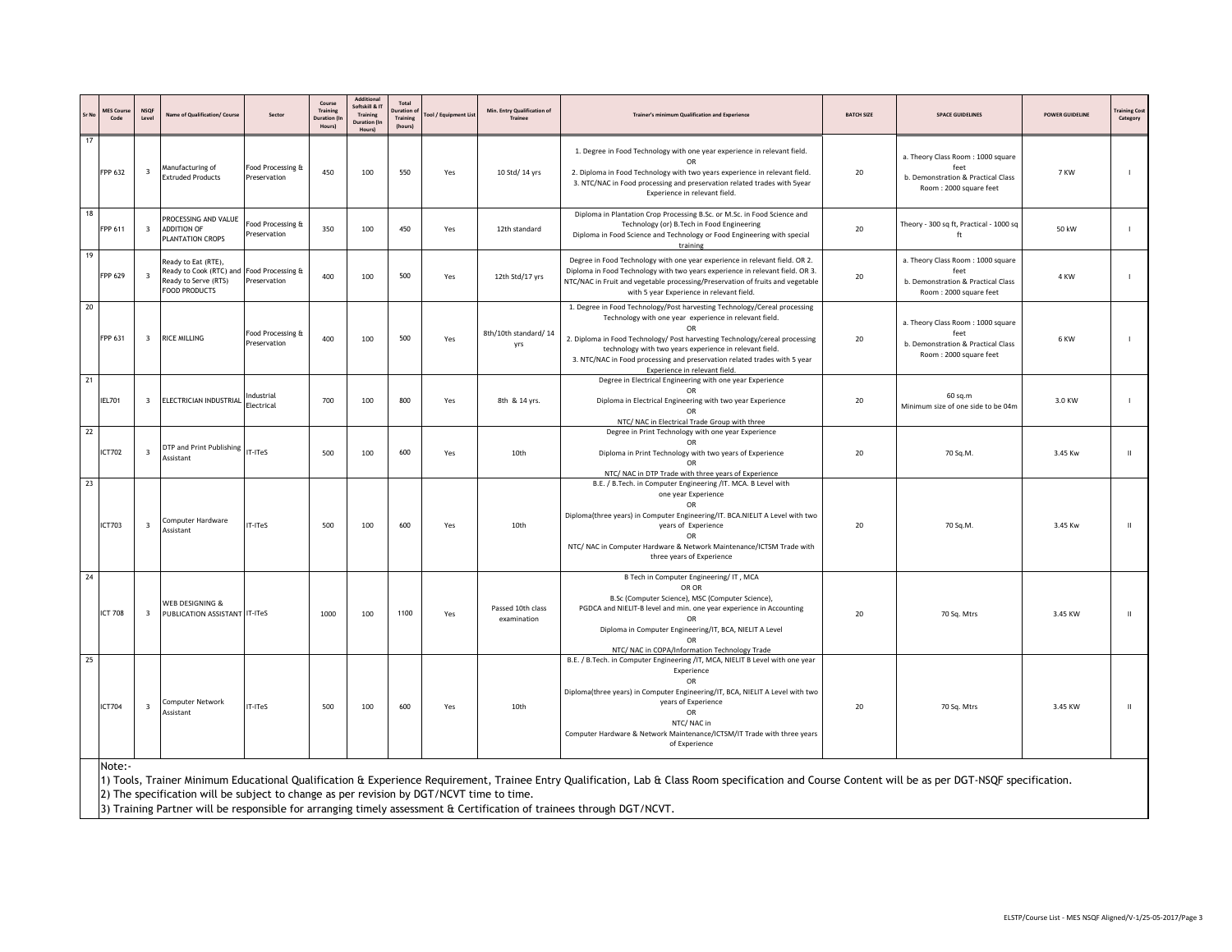| Sr No | MES Course Code | NSQF Level | Name of Qualification/ Course | Sector | Course Training Duration (In Hours) | Additional Softskill & IT Training Duration (In Hours) | Total Duration of Training (hours) | Tool / Equipment List | Min. Entry Qualification of Trainee | Trainer's minimum Qualification and Experience | BATCH SIZE | SPACE GUIDELINES | POWER GUIDELINE | Training Cost Category |
|---|---|---|---|---|---|---|---|---|---|---|---|---|---|---|
| 17 | FPP 632 | 3 | Manufacturing of Extruded Products | Food Processing & Preservation | 450 | 100 | 550 | Yes | 10 Std/ 14 yrs | 1. Degree in Food Technology with one year experience in relevant field. OR 2. Diploma in Food Technology with two years experience in relevant field. 3. NTC/NAC in Food processing and preservation related trades with 5year Experience in relevant field. | 20 | a. Theory Class Room : 1000 square feet b. Demonstration & Practical Class Room : 2000 square feet | 7 KW | I |
| 18 | FPP 611 | 3 | PROCESSING AND VALUE ADDITION OF PLANTATION CROPS | Food Processing & Preservation | 350 | 100 | 450 | Yes | 12th standard | Diploma in Plantation Crop Processing B.Sc. or M.Sc. in Food Science and Technology (or) B.Tech in Food Engineering Diploma in Food Science and Technology or Food Engineering with special training | 20 | Theory - 300 sq ft, Practical - 1000 sq ft | 50 kW | I |
| 19 | FPP 629 | 3 | Ready to Eat (RTE), Ready to Cook (RTC) and Ready to Serve (RTS) FOOD PRODUCTS | Food Processing & Preservation | 400 | 100 | 500 | Yes | 12th Std/17 yrs | Degree in Food Technology with one year experience in relevant field. OR 2. Diploma in Food Technology with two years experience in relevant field. OR 3. NTC/NAC in Fruit and vegetable processing/Preservation of fruits and vegetable with 5 year Experience in relevant field. | 20 | a. Theory Class Room : 1000 square feet b. Demonstration & Practical Class Room : 2000 square feet | 4 KW | I |
| 20 | FPP 631 | 3 | RICE MILLING | Food Processing & Preservation | 400 | 100 | 500 | Yes | 8th/10th standard/ 14 yrs | 1. Degree in Food Technology/Post harvesting Technology/Cereal processing Technology with one year experience in relevant field. OR 2. Diploma in Food Technology/ Post harvesting Technology/cereal processing technology with two years experience in relevant field. 3. NTC/NAC in Food processing and preservation related trades with 5 year Experience in relevant field. | 20 | a. Theory Class Room : 1000 square feet b. Demonstration & Practical Class Room : 2000 square feet | 6 KW | I |
| 21 | IEL701 | 3 | ELECTRICIAN INDUSTRIAL | Industrial Electrical | 700 | 100 | 800 | Yes | 8th & 14 yrs. | Degree in Electrical Engineering with one year Experience OR Diploma in Electrical Engineering with two year Experience OR NTC/ NAC in Electrical Trade Group with three | 20 | 60 sq.m Minimum size of one side to be 04m | 3.0 KW | I |
| 22 | ICT702 | 3 | DTP and Print Publishing Assistant | IT-ITeS | 500 | 100 | 600 | Yes | 10th | Degree in Print Technology with one year Experience OR Diploma in Print Technology with two years of Experience OR NTC/ NAC in DTP Trade with three years of Experience | 20 | 70 Sq.M. | 3.45 Kw | II |
| 23 | ICT703 | 3 | Computer Hardware Assistant | IT-ITeS | 500 | 100 | 600 | Yes | 10th | B.E. / B.Tech. in Computer Engineering /IT. MCA. B Level with one year Experience OR Diploma(three years) in Computer Engineering/IT. BCA.NIELIT A Level with two years of Experience OR NTC/ NAC in Computer Hardware & Network Maintenance/ICTSM Trade with three years of Experience | 20 | 70 Sq.M. | 3.45 Kw | II |
| 24 | ICT 708 | 3 | WEB DESIGNING & PUBLICATION ASSISTANT | IT-ITeS | 1000 | 100 | 1100 | Yes | Passed 10th class examination | B Tech in Computer Engineering/ IT , MCA OR OR B.Sc (Computer Science), MSC (Computer Science), PGDCA and NIELIT-B level and min. one year experience in Accounting OR Diploma in Computer Engineering/IT, BCA, NIELIT A Level OR NTC/ NAC in COPA/Information Technology Trade | 20 | 70 Sq. Mtrs | 3.45 KW | II |
| 25 | ICT704 | 3 | Computer Network Assistant | IT-ITeS | 500 | 100 | 600 | Yes | 10th | B.E. / B.Tech. in Computer Engineering /IT, MCA, NIELIT B Level with one year Experience OR Diploma(three years) in Computer Engineering/IT, BCA, NIELIT A Level with two years of Experience OR NTC/ NAC in Computer Hardware & Network Maintenance/ICTSM/IT Trade with three years of Experience | 20 | 70 Sq. Mtrs | 3.45 KW | II |

Note:-

1) Tools, Trainer Minimum Educational Qualification & Experience Requirement, Trainee Entry Qualification, Lab & Class Room specification and Course Content will be as per DGT-NSQF specification.

2) The specification will be subject to change as per revision by DGT/NCVT time to time.

3) Training Partner will be responsible for arranging timely assessment & Certification of trainees through DGT/NCVT.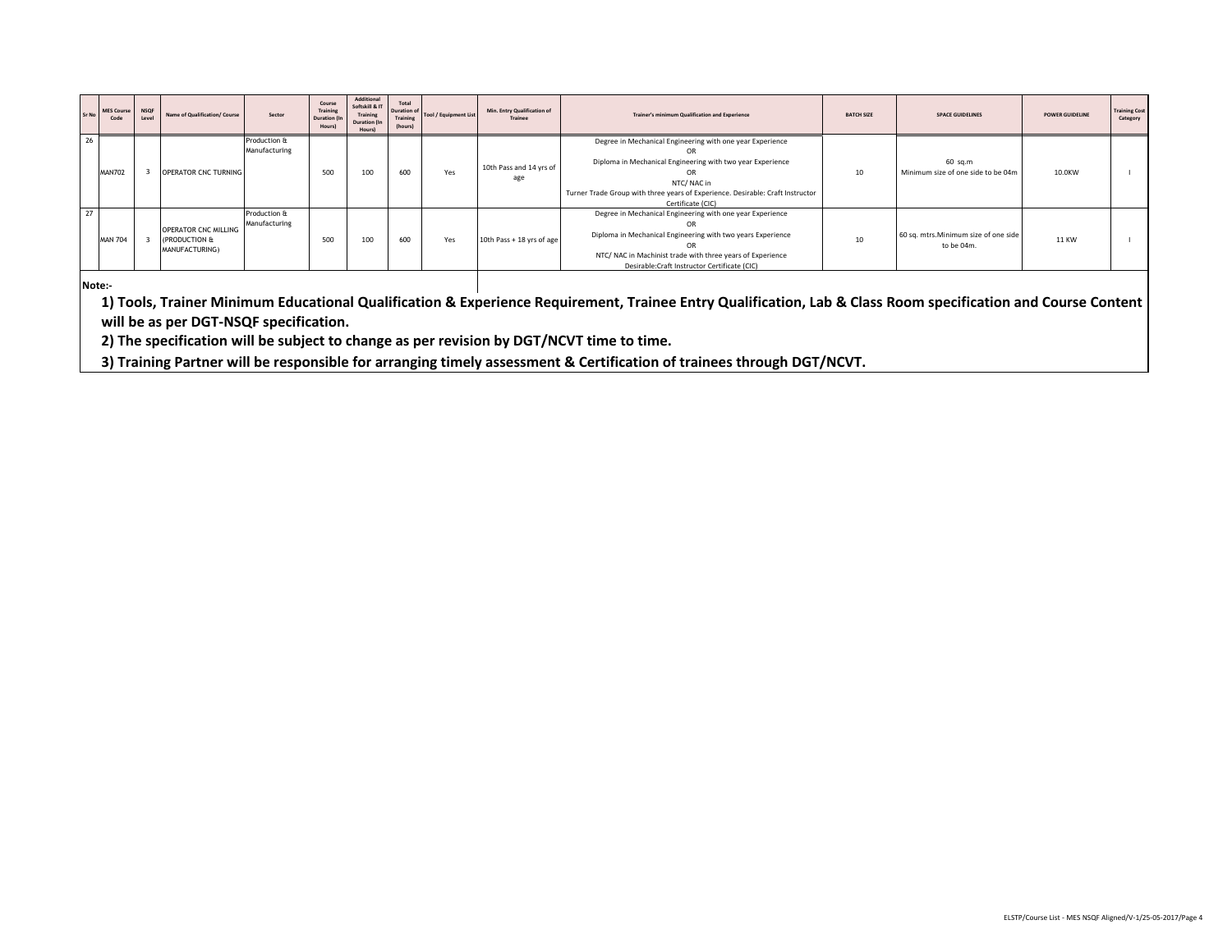| Sr No | MES Course Code | NSQF Level | Name of Qualification/ Course | Sector | Course Training Duration (In Hours) | Additional Softskill & IT Training Duration (In Hours) | Total Duration of Training (hours) | Tool / Equipment List | Min. Entry Qualification of Trainee | Trainer's minimum Qualification and Experience | BATCH SIZE | SPACE GUIDELINES | POWER GUIDELINE | Training Cost Category |
|---|---|---|---|---|---|---|---|---|---|---|---|---|---|---|
| 26 | MAN702 | 3 | OPERATOR CNC TURNING | Production & Manufacturing | 500 | 100 | 600 | Yes | 10th Pass and 14 yrs of age | Degree in Mechanical Engineering with one year Experience<br>OR<br>Diploma in Mechanical Engineering with two year Experience<br>OR<br>NTC/ NAC in<br>Turner Trade Group with three years of Experience. Desirable: Craft Instructor Certificate (CIC) | 10 | 60 sq.m<br>Minimum size of one side to be 04m | 10.0KW | I |
| 27 | MAN 704 | 3 | OPERATOR CNC MILLING (PRODUCTION & MANUFACTURING) | Production & Manufacturing | 500 | 100 | 600 | Yes | 10th Pass + 18 yrs of age | Degree in Mechanical Engineering with one year Experience<br>OR<br>Diploma in Mechanical Engineering with two years Experience<br>OR<br>NTC/ NAC in Machinist trade with three years of Experience<br>Desirable:Craft Instructor Certificate (CIC) | 10 | 60 sq. mtrs.Minimum size of one side to be 04m. | 11 KW | I |

**Note:-**

**1) Tools, Trainer Minimum Educational Qualification & Experience Requirement, Trainee Entry Qualification, Lab & Class Room specification and Course Content will be as per DGT-NSQF specification.**

**2) The specification will be subject to change as per revision by DGT/NCVT time to time.**

**3) Training Partner will be responsible for arranging timely assessment & Certification of trainees through DGT/NCVT.**